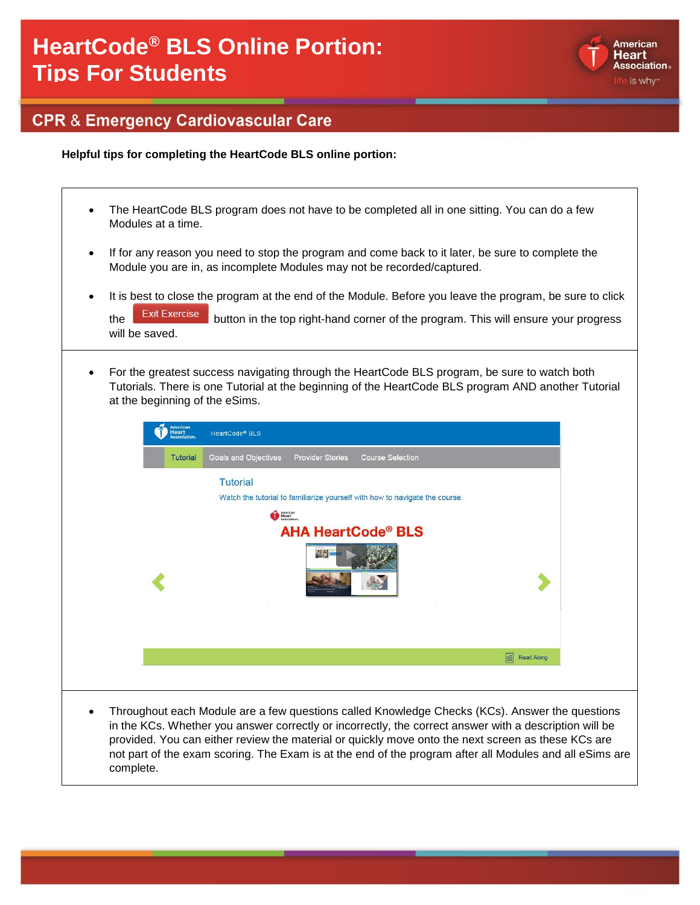# HeartCode® BLS Online Portion: Tips For Students

## CPR & Emergency Cardiovascular Care

**Helpful tips for completing the HeartCode BLS online portion:**

- The HeartCode BLS program does not have to be completed all in one sitting. You can do a few Modules at a time.
- If for any reason you need to stop the program and come back to it later, be sure to complete the Module you are in, as incomplete Modules may not be recorded/captured.
- It is best to close the program at the end of the Module. Before you leave the program, be sure to click the Exit Exercise button in the top right-hand corner of the program. This will ensure your progress will be saved.

- For the greatest success navigating through the HeartCode BLS program, be sure to watch both Tutorials. There is one Tutorial at the beginning of the HeartCode BLS program AND another Tutorial at the beginning of the eSims.

- Throughout each Module are a few questions called Knowledge Checks (KCs). Answer the questions in the KCs. Whether you answer correctly or incorrectly, the correct answer with a description will be provided. You can either review the material or quickly move onto the next screen as these KCs are not part of the exam scoring. The Exam is at the end of the program after all Modules and all eSims are complete.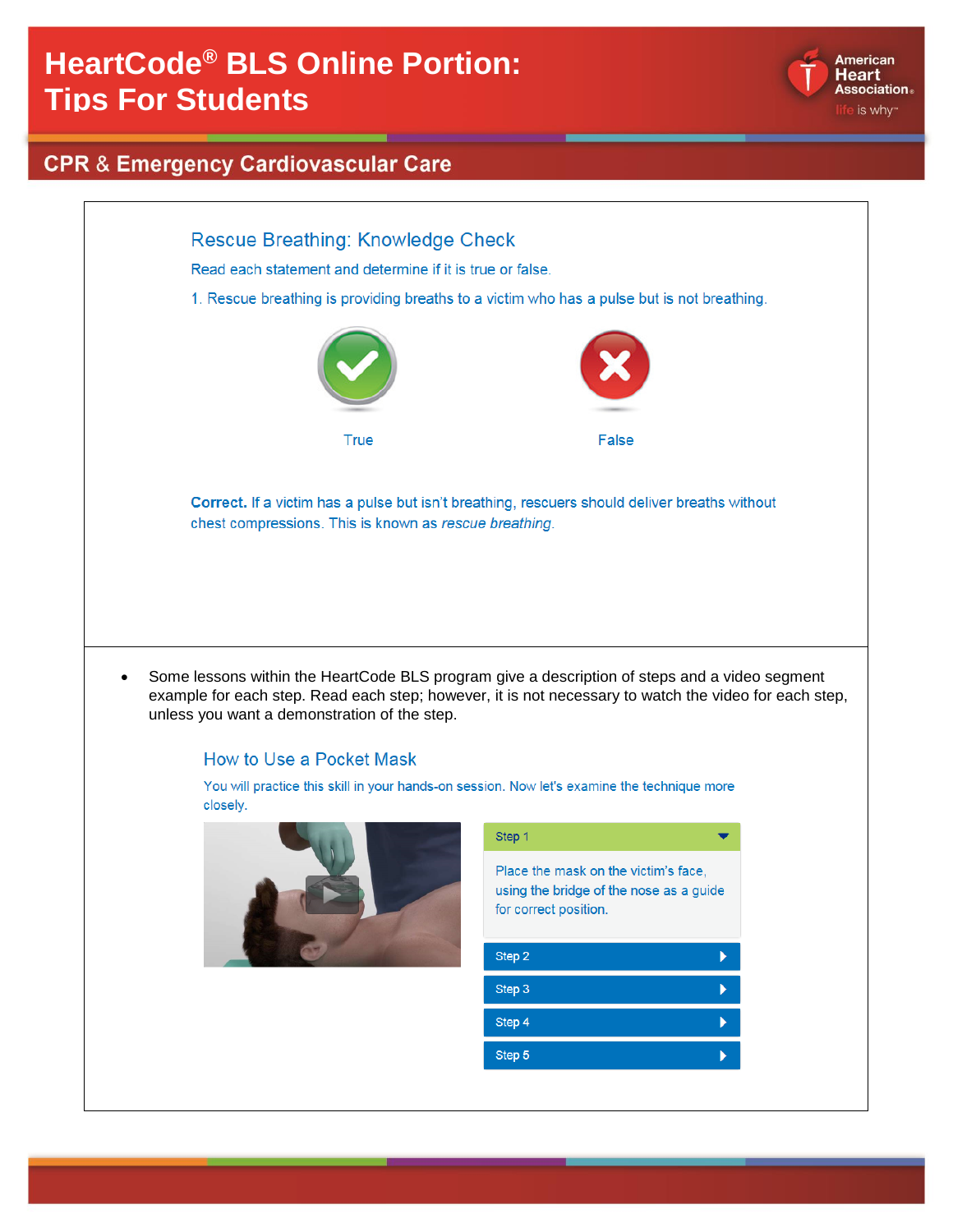### Rescue Breathing: Knowledge Check

Read each statement and determine if it is true or false.

1. Rescue breathing is providing breaths to a victim who has a pulse but is not breathing.

True

False

**Correct.** If a victim has a pulse but isn't breathing, rescuers should deliver breaths without chest compressions. This is known as *rescue breathing*.

- Some lessons within the HeartCode BLS program give a description of steps and a video segment example for each step. Read each step; however, it is not necessary to watch the video for each step, unless you want a demonstration of the step.

### How to Use a Pocket Mask

You will practice this skill in your hands-on session. Now let's examine the technique more closely.

**Step 1**

Place the mask on the victim's face, using the bridge of the nose as a guide for correct position.

**Step 2**

**Step 3**

**Step 4**

**Step 5**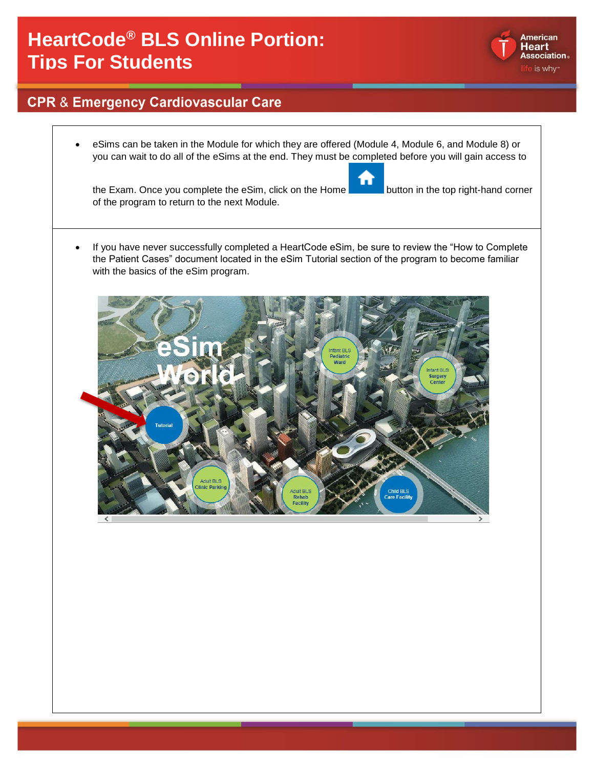# HeartCode® BLS Online Portion: Tips For Students

## CPR & Emergency Cardiovascular Care

- eSims can be taken in the Module for which they are offered (Module 4, Module 6, and Module 8) or you can wait to do all of the eSims at the end. They must be completed before you will gain access to the Exam. Once you complete the eSim, click on the Home button in the top right-hand corner of the program to return to the next Module.

- If you have never successfully completed a HeartCode eSim, be sure to review the "How to Complete the Patient Cases" document located in the eSim Tutorial section of the program to become familiar with the basics of the eSim program.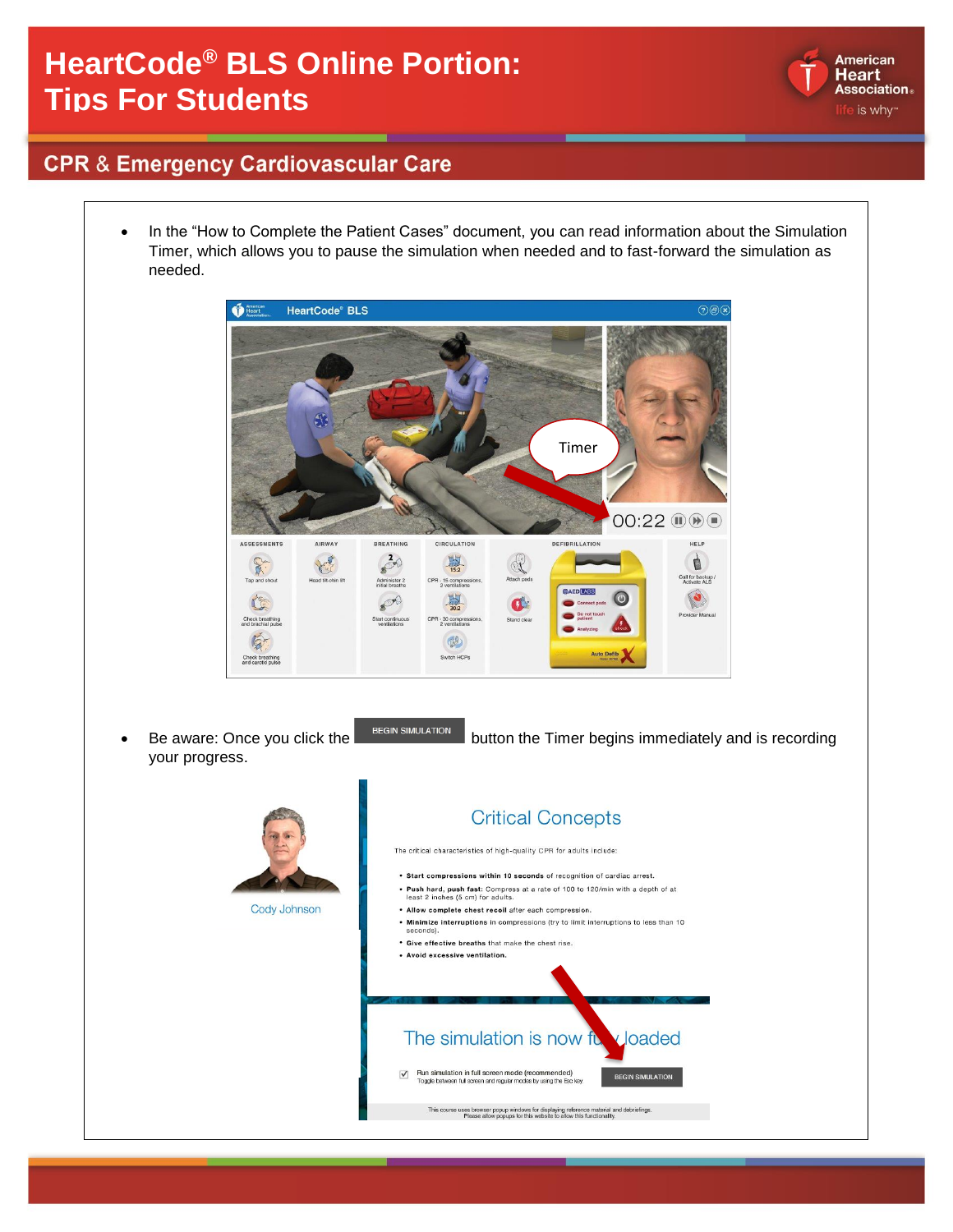# HeartCode® BLS Online Portion: Tips For Students

## CPR & Emergency Cardiovascular Care

- In the "How to Complete the Patient Cases" document, you can read information about the Simulation Timer, which allows you to pause the simulation when needed and to fast-forward the simulation as needed.

- Be aware: Once you click the BEGIN SIMULATION button the Timer begins immediately and is recording your progress.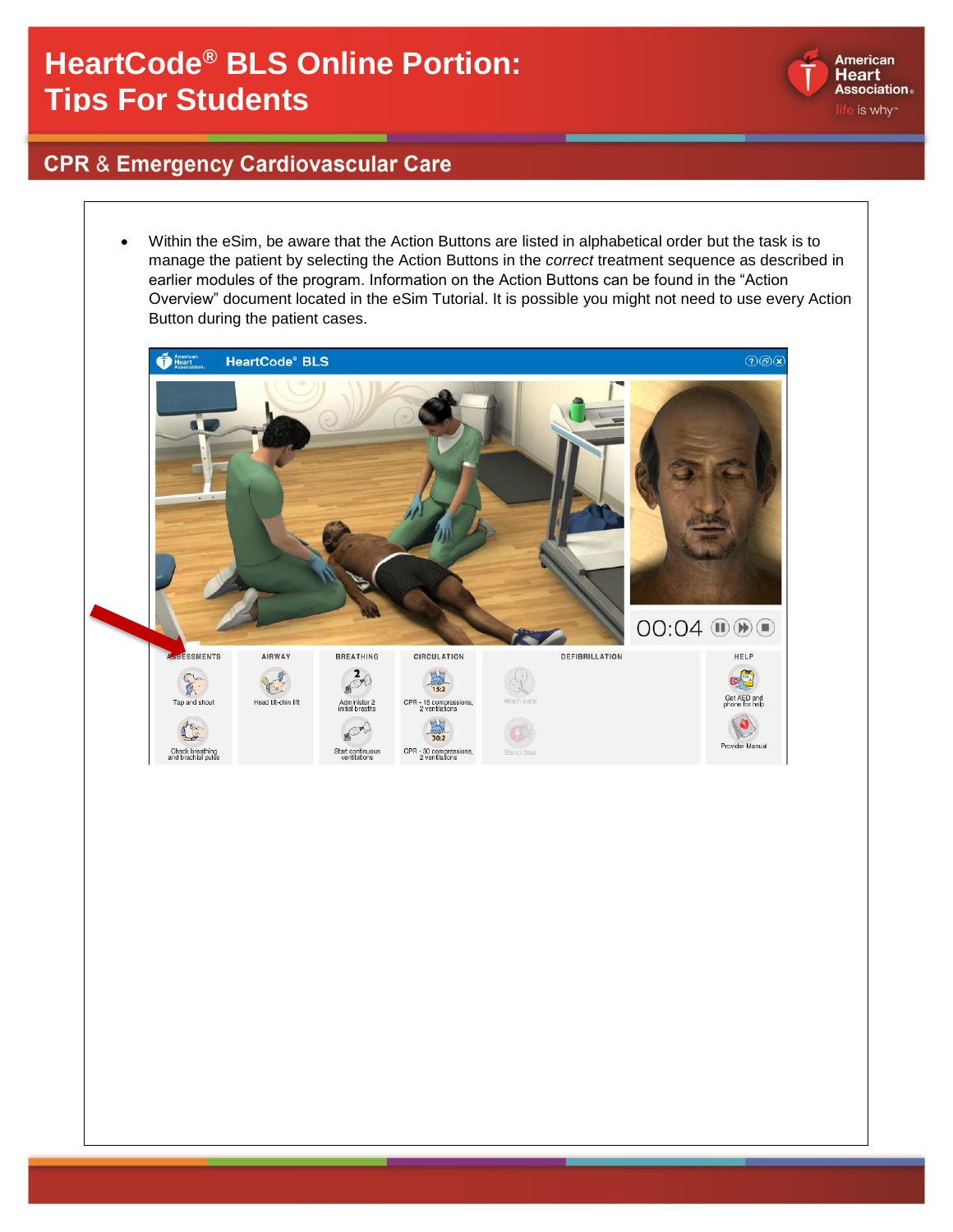# HeartCode® BLS Online Portion: Tips For Students

## CPR & Emergency Cardiovascular Care

- Within the eSim, be aware that the Action Buttons are listed in alphabetical order but the task is to manage the patient by selecting the Action Buttons in the *correct* treatment sequence as described in earlier modules of the program. Information on the Action Buttons can be found in the "Action Overview" document located in the eSim Tutorial. It is possible you might not need to use every Action Button during the patient cases.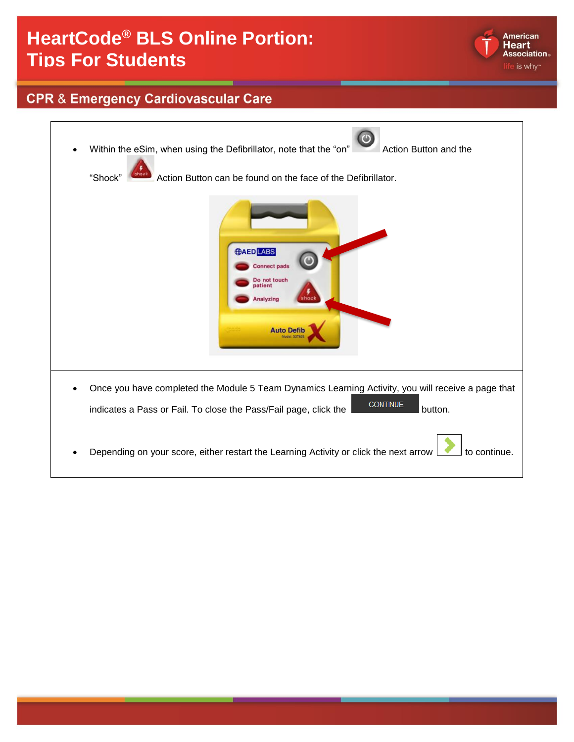# HeartCode® BLS Online Portion: Tips For Students

## CPR & Emergency Cardiovascular Care

- Within the eSim, when using the Defibrillator, note that the "on" Action Button and the "Shock" Action Button can be found on the face of the Defibrillator.

- Once you have completed the Module 5 Team Dynamics Learning Activity, you will receive a page that indicates a Pass or Fail. To close the Pass/Fail page, click the CONTINUE button.

- Depending on your score, either restart the Learning Activity or click the next arrow to continue.